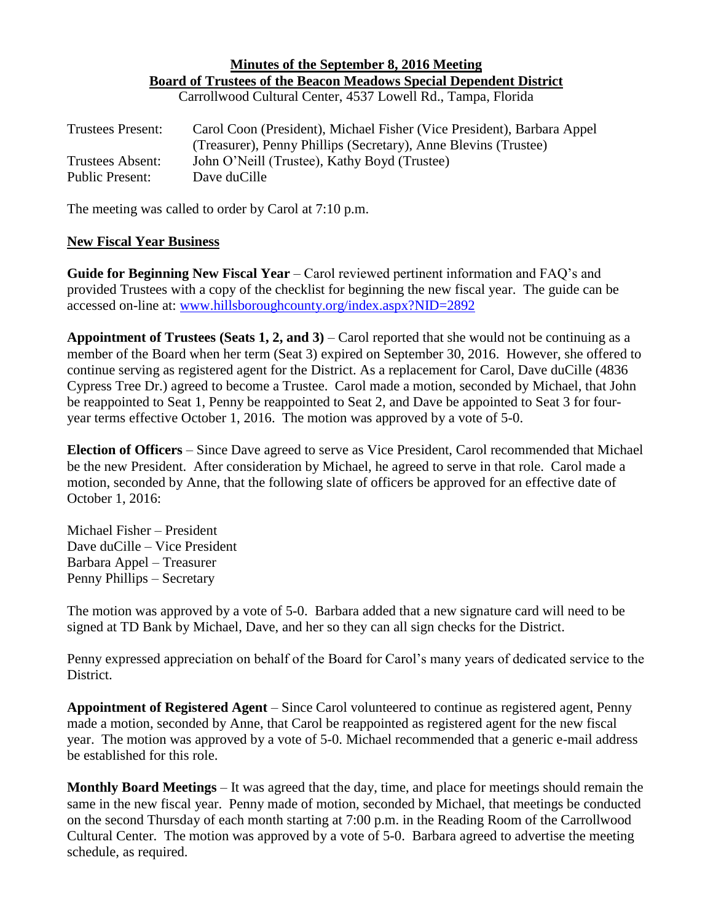**Minutes of the September 8, 2016 Meeting**
**Board of Trustees of the Beacon Meadows Special Dependent District**
Carrollwood Cultural Center, 4537 Lowell Rd., Tampa, Florida

| | |
|---|---|
| Trustees Present: | Carol Coon (President), Michael Fisher (Vice President), Barbara Appel (Treasurer), Penny Phillips (Secretary), Anne Blevins (Trustee) |
| Trustees Absent: | John O'Neill (Trustee), Kathy Boyd (Trustee) |
| Public Present: | Dave duCille |

The meeting was called to order by Carol at 7:10 p.m.

**New Fiscal Year Business**

**Guide for Beginning New Fiscal Year** – Carol reviewed pertinent information and FAQ's and provided Trustees with a copy of the checklist for beginning the new fiscal year. The guide can be accessed on-line at: www.hillsboroughcounty.org/index.aspx?NID=2892

**Appointment of Trustees (Seats 1, 2, and 3)** – Carol reported that she would not be continuing as a member of the Board when her term (Seat 3) expired on September 30, 2016. However, she offered to continue serving as registered agent for the District. As a replacement for Carol, Dave duCille (4836 Cypress Tree Dr.) agreed to become a Trustee. Carol made a motion, seconded by Michael, that John be reappointed to Seat 1, Penny be reappointed to Seat 2, and Dave be appointed to Seat 3 for four-year terms effective October 1, 2016. The motion was approved by a vote of 5-0.

**Election of Officers** – Since Dave agreed to serve as Vice President, Carol recommended that Michael be the new President. After consideration by Michael, he agreed to serve in that role. Carol made a motion, seconded by Anne, that the following slate of officers be approved for an effective date of October 1, 2016:

Michael Fisher – President
Dave duCille – Vice President
Barbara Appel – Treasurer
Penny Phillips – Secretary

The motion was approved by a vote of 5-0. Barbara added that a new signature card will need to be signed at TD Bank by Michael, Dave, and her so they can all sign checks for the District.

Penny expressed appreciation on behalf of the Board for Carol's many years of dedicated service to the District.

**Appointment of Registered Agent** – Since Carol volunteered to continue as registered agent, Penny made a motion, seconded by Anne, that Carol be reappointed as registered agent for the new fiscal year. The motion was approved by a vote of 5-0. Michael recommended that a generic e-mail address be established for this role.

**Monthly Board Meetings** – It was agreed that the day, time, and place for meetings should remain the same in the new fiscal year. Penny made of motion, seconded by Michael, that meetings be conducted on the second Thursday of each month starting at 7:00 p.m. in the Reading Room of the Carrollwood Cultural Center. The motion was approved by a vote of 5-0. Barbara agreed to advertise the meeting schedule, as required.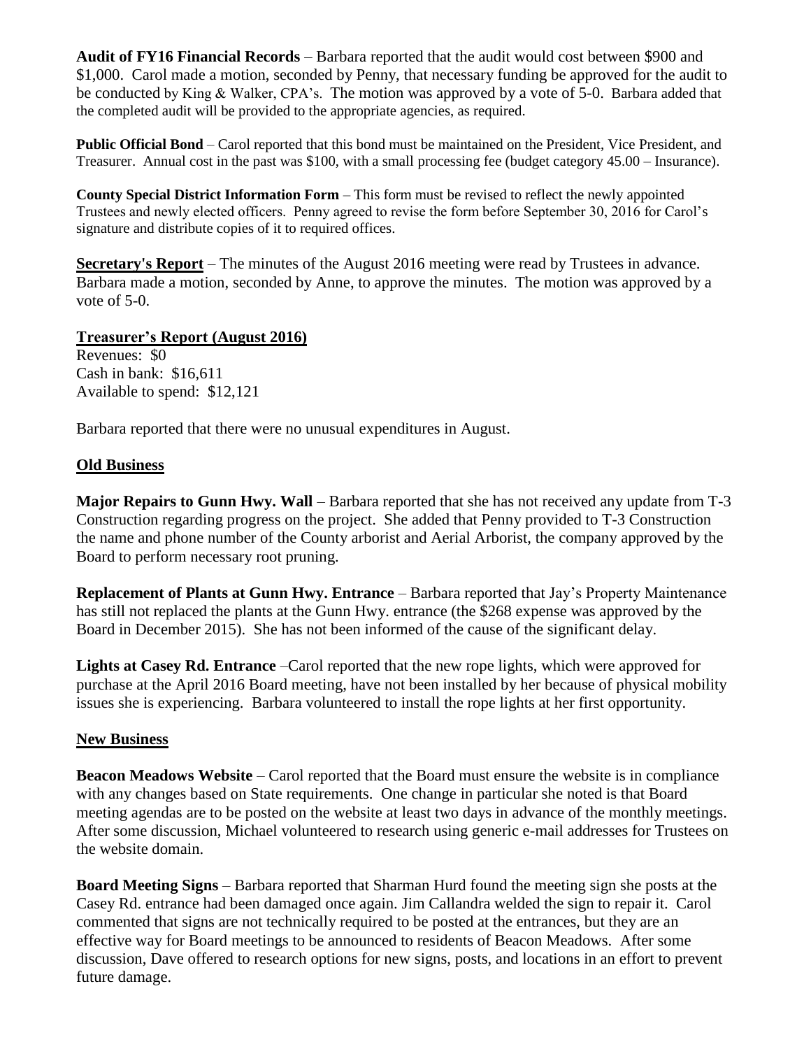**Audit of FY16 Financial Records** – Barbara reported that the audit would cost between $900 and $1,000. Carol made a motion, seconded by Penny, that necessary funding be approved for the audit to be conducted by King & Walker, CPA's. The motion was approved by a vote of 5-0. Barbara added that the completed audit will be provided to the appropriate agencies, as required.

**Public Official Bond** – Carol reported that this bond must be maintained on the President, Vice President, and Treasurer. Annual cost in the past was $100, with a small processing fee (budget category 45.00 – Insurance).

**County Special District Information Form** – This form must be revised to reflect the newly appointed Trustees and newly elected officers. Penny agreed to revise the form before September 30, 2016 for Carol's signature and distribute copies of it to required offices.

**Secretary's Report** – The minutes of the August 2016 meeting were read by Trustees in advance. Barbara made a motion, seconded by Anne, to approve the minutes. The motion was approved by a vote of 5-0.

**Treasurer's Report (August 2016)**

Revenues: $0
Cash in bank: $16,611
Available to spend: $12,121

Barbara reported that there were no unusual expenditures in August.

**Old Business**

**Major Repairs to Gunn Hwy. Wall** – Barbara reported that she has not received any update from T-3 Construction regarding progress on the project. She added that Penny provided to T-3 Construction the name and phone number of the County arborist and Aerial Arborist, the company approved by the Board to perform necessary root pruning.

**Replacement of Plants at Gunn Hwy. Entrance** – Barbara reported that Jay's Property Maintenance has still not replaced the plants at the Gunn Hwy. entrance (the $268 expense was approved by the Board in December 2015). She has not been informed of the cause of the significant delay.

**Lights at Casey Rd. Entrance** –Carol reported that the new rope lights, which were approved for purchase at the April 2016 Board meeting, have not been installed by her because of physical mobility issues she is experiencing. Barbara volunteered to install the rope lights at her first opportunity.

**New Business**

**Beacon Meadows Website** – Carol reported that the Board must ensure the website is in compliance with any changes based on State requirements. One change in particular she noted is that Board meeting agendas are to be posted on the website at least two days in advance of the monthly meetings. After some discussion, Michael volunteered to research using generic e-mail addresses for Trustees on the website domain.

**Board Meeting Signs** – Barbara reported that Sharman Hurd found the meeting sign she posts at the Casey Rd. entrance had been damaged once again. Jim Callandra welded the sign to repair it. Carol commented that signs are not technically required to be posted at the entrances, but they are an effective way for Board meetings to be announced to residents of Beacon Meadows. After some discussion, Dave offered to research options for new signs, posts, and locations in an effort to prevent future damage.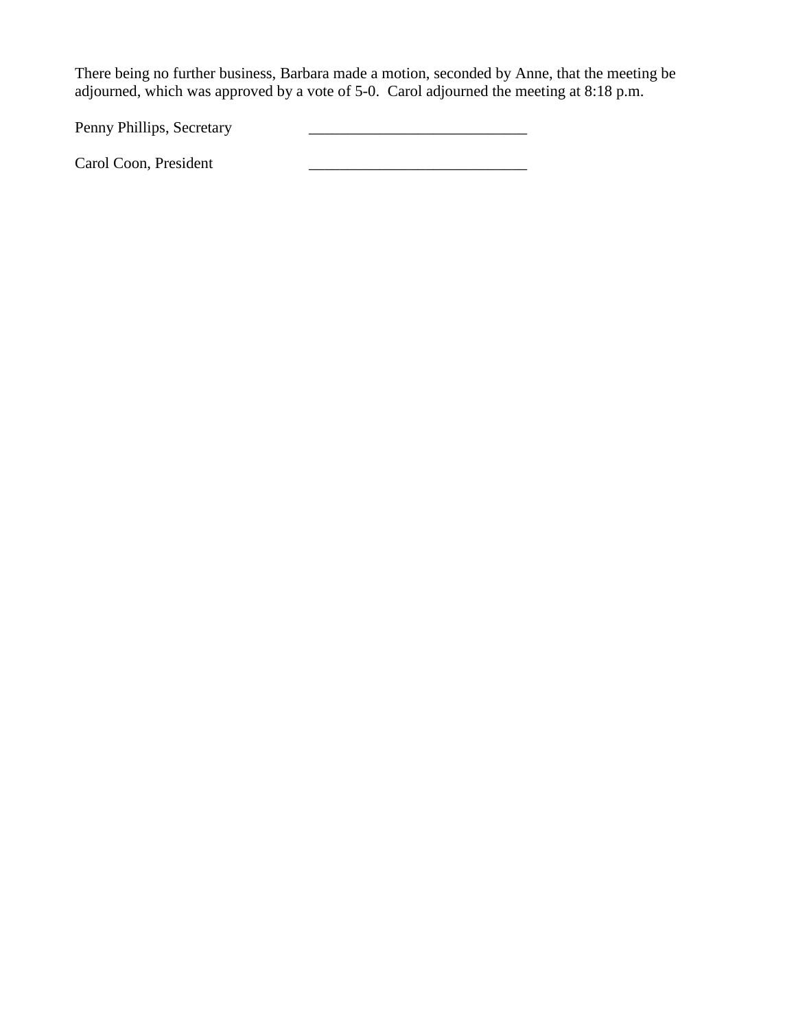There being no further business, Barbara made a motion, seconded by Anne, that the meeting be adjourned, which was approved by a vote of 5-0. Carol adjourned the meeting at 8:18 p.m.

Penny Phillips, Secretary ____________________________

Carol Coon, President ____________________________